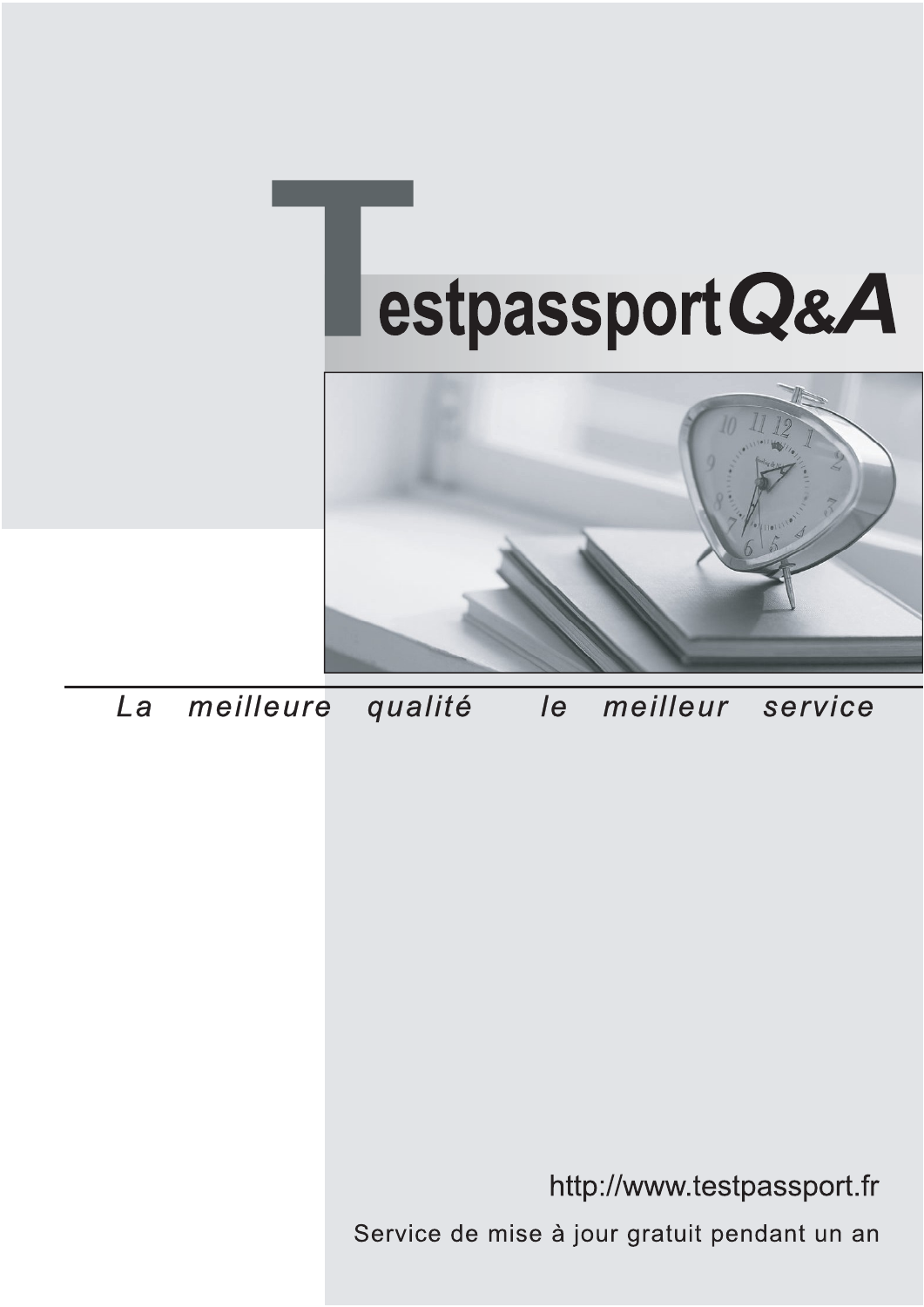# Testpassport Q&A

*La meilleure qualité le meilleur service*

http://www.testpassport.fr

Service de mise à jour gratuit pendant un an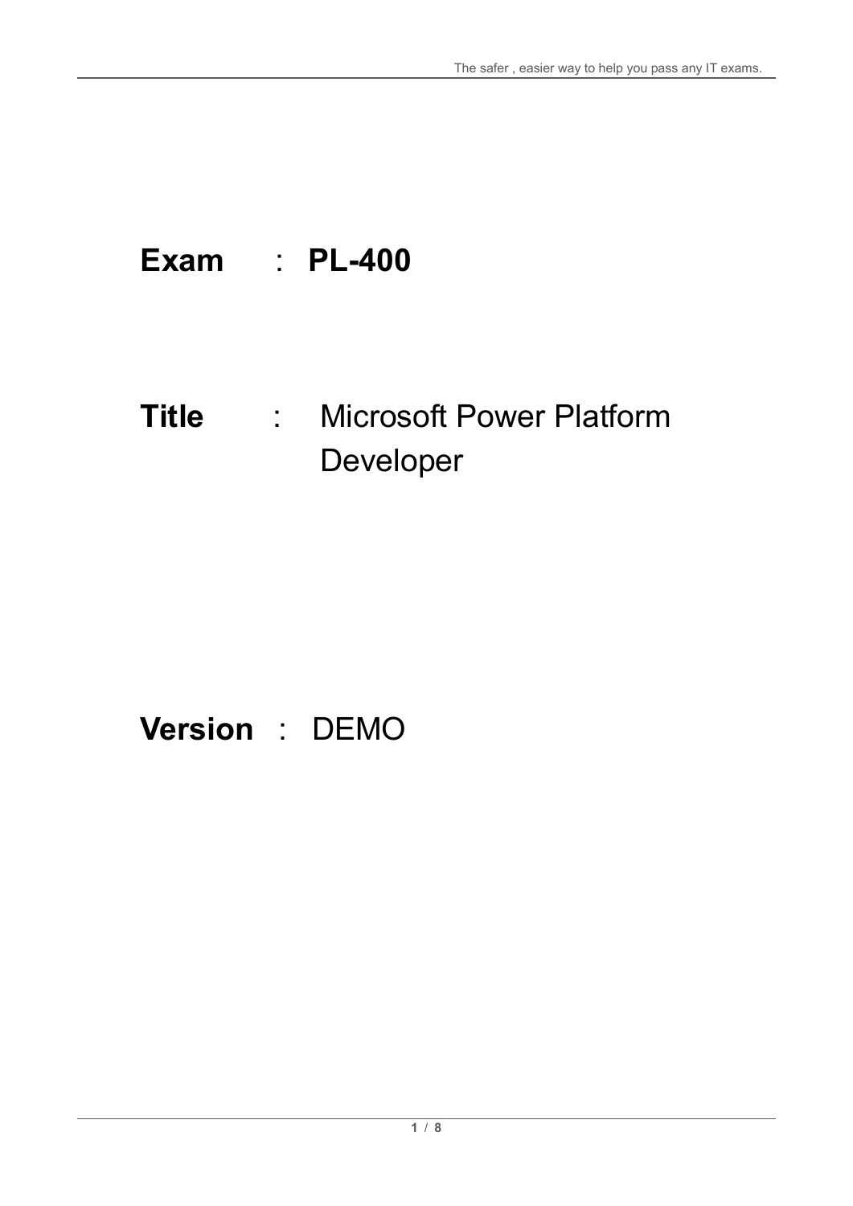**Exam** : **PL-400**

**Title** : Microsoft Power Platform Developer

**Version** : DEMO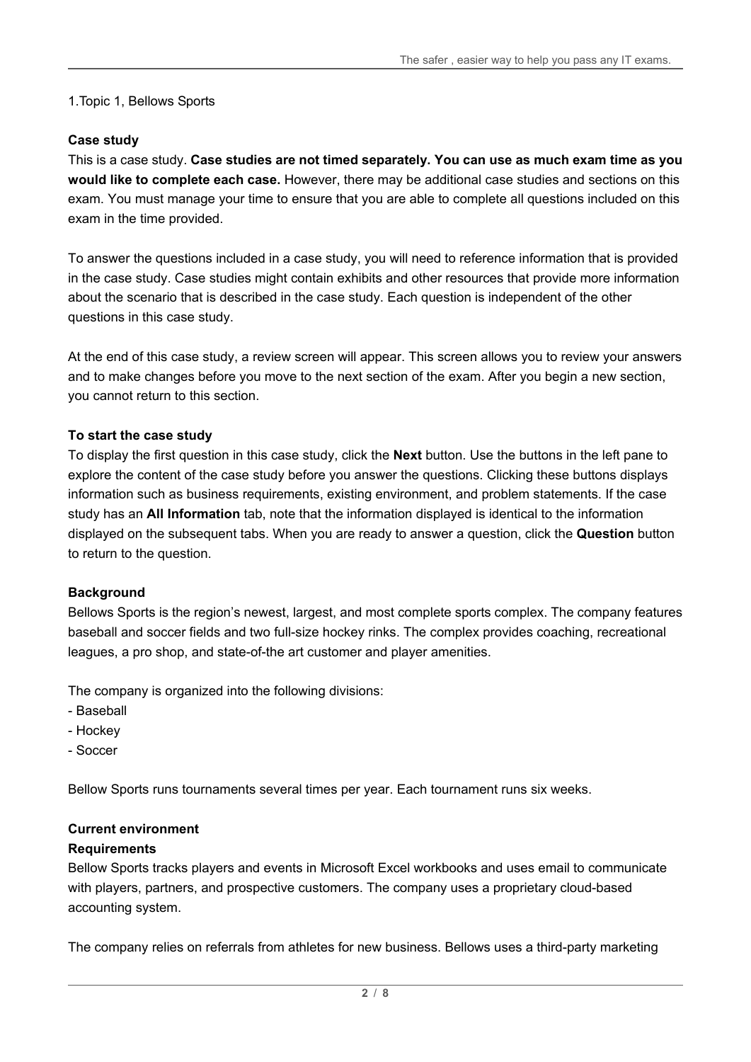1.Topic 1, Bellows Sports

**Case study**

This is a case study. **Case studies are not timed separately. You can use as much exam time as you would like to complete each case.** However, there may be additional case studies and sections on this exam. You must manage your time to ensure that you are able to complete all questions included on this exam in the time provided.

To answer the questions included in a case study, you will need to reference information that is provided in the case study. Case studies might contain exhibits and other resources that provide more information about the scenario that is described in the case study. Each question is independent of the other questions in this case study.

At the end of this case study, a review screen will appear. This screen allows you to review your answers and to make changes before you move to the next section of the exam. After you begin a new section, you cannot return to this section.

**To start the case study**

To display the first question in this case study, click the **Next** button. Use the buttons in the left pane to explore the content of the case study before you answer the questions. Clicking these buttons displays information such as business requirements, existing environment, and problem statements. If the case study has an **All Information** tab, note that the information displayed is identical to the information displayed on the subsequent tabs. When you are ready to answer a question, click the **Question** button to return to the question.

**Background**

Bellows Sports is the region's newest, largest, and most complete sports complex. The company features baseball and soccer fields and two full-size hockey rinks. The complex provides coaching, recreational leagues, a pro shop, and state-of-the art customer and player amenities.

The company is organized into the following divisions:

- Baseball
- Hockey
- Soccer

Bellow Sports runs tournaments several times per year. Each tournament runs six weeks.

**Current environment**

**Requirements**

Bellow Sports tracks players and events in Microsoft Excel workbooks and uses email to communicate with players, partners, and prospective customers. The company uses a proprietary cloud-based accounting system.

The company relies on referrals from athletes for new business. Bellows uses a third-party marketing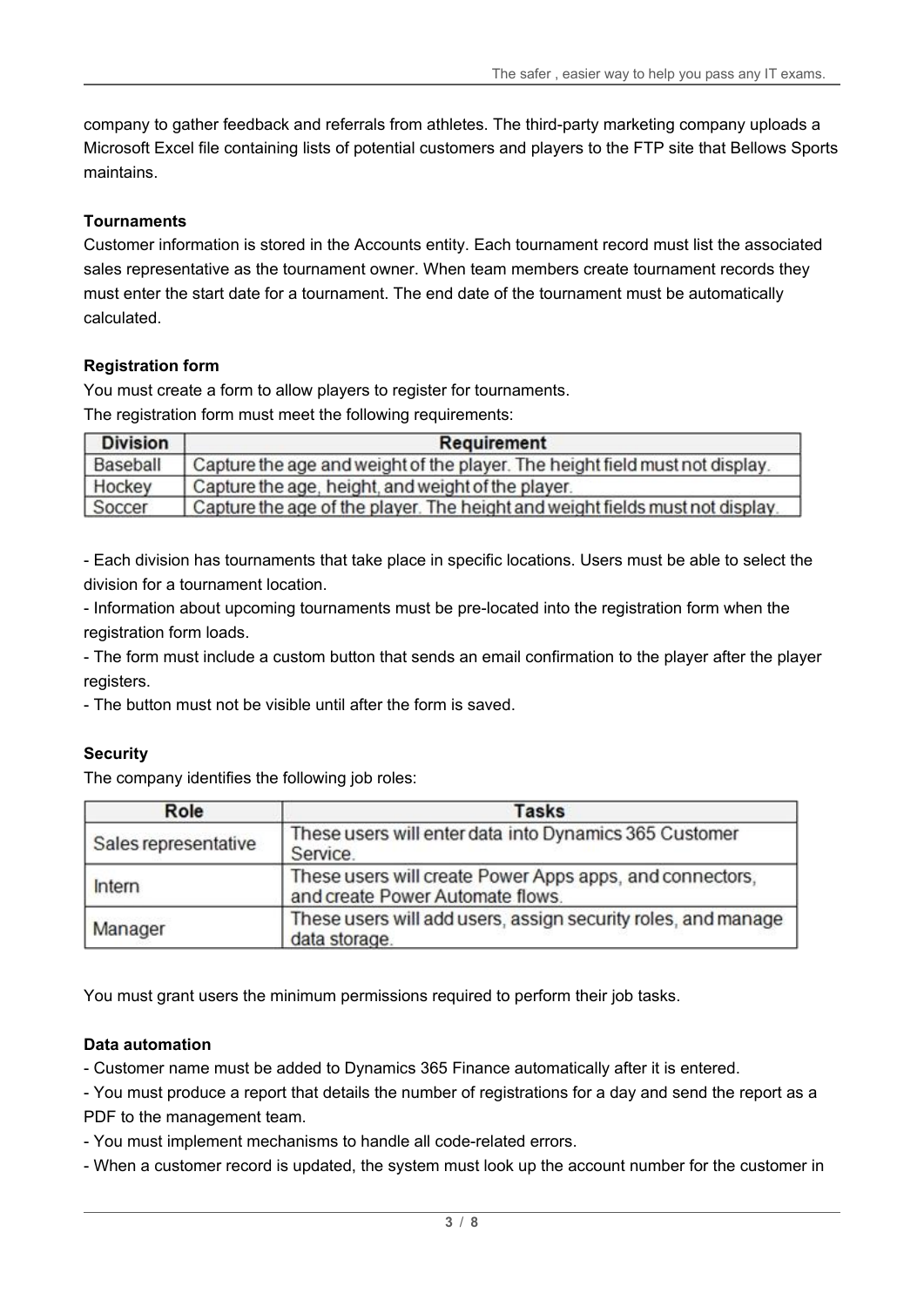company to gather feedback and referrals from athletes. The third-party marketing company uploads a Microsoft Excel file containing lists of potential customers and players to the FTP site that Bellows Sports maintains.

**Tournaments**

Customer information is stored in the Accounts entity. Each tournament record must list the associated sales representative as the tournament owner. When team members create tournament records they must enter the start date for a tournament. The end date of the tournament must be automatically calculated.

**Registration form**

You must create a form to allow players to register for tournaments.

The registration form must meet the following requirements:

| Division | Requirement |
| --- | --- |
| Baseball | Capture the age and weight of the player. The height field must not display. |
| Hockey | Capture the age, height, and weight of the player. |
| Soccer | Capture the age of the player. The height and weight fields must not display. |

- Each division has tournaments that take place in specific locations. Users must be able to select the division for a tournament location.
- Information about upcoming tournaments must be pre-located into the registration form when the registration form loads.
- The form must include a custom button that sends an email confirmation to the player after the player registers.
- The button must not be visible until after the form is saved.

**Security**

The company identifies the following job roles:

| Role | Tasks |
| --- | --- |
| Sales representative | These users will enter data into Dynamics 365 Customer Service. |
| Intern | These users will create Power Apps apps, and connectors, and create Power Automate flows. |
| Manager | These users will add users, assign security roles, and manage data storage. |

You must grant users the minimum permissions required to perform their job tasks.

**Data automation**

- Customer name must be added to Dynamics 365 Finance automatically after it is entered.
- You must produce a report that details the number of registrations for a day and send the report as a PDF to the management team.
- You must implement mechanisms to handle all code-related errors.
- When a customer record is updated, the system must look up the account number for the customer in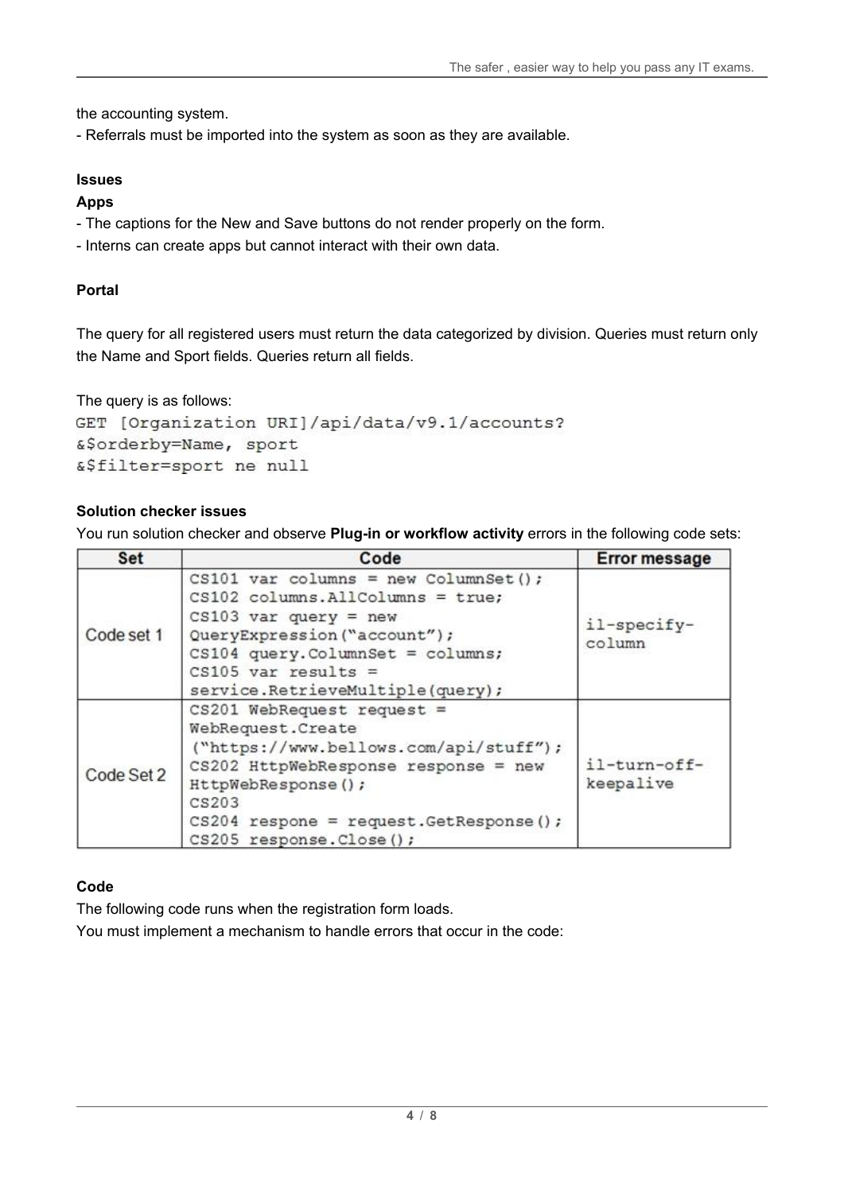the accounting system.

- Referrals must be imported into the system as soon as they are available.

**Issues**

**Apps**

- The captions for the New and Save buttons do not render properly on the form.
- Interns can create apps but cannot interact with their own data.

**Portal**

The query for all registered users must return the data categorized by division. Queries must return only the Name and Sport fields. Queries return all fields.

The query is as follows:

```
GET [Organization URI]/api/data/v9.1/accounts?
&$orderby=Name, sport
&$filter=sport ne null
```

**Solution checker issues**

You run solution checker and observe **Plug-in or workflow activity** errors in the following code sets:

| Set | Code | Error message |
|---|---|---|
| Code set 1 | CS101 var columns = new ColumnSet();<br>CS102 columns.AllColumns = true;<br>CS103 var query = new QueryExpression("account");<br>CS104 query.ColumnSet = columns;<br>CS105 var results = service.RetrieveMultiple(query); | il-specify-column |
| Code Set 2 | CS201 WebRequest request = WebRequest.Create ("https://www.bellows.com/api/stuff");<br>CS202 HttpWebResponse response = new HttpWebResponse();<br>CS203<br>CS204 respone = request.GetResponse();<br>CS205 response.Close(); | il-turn-off-keepalive |

**Code**

The following code runs when the registration form loads.

You must implement a mechanism to handle errors that occur in the code: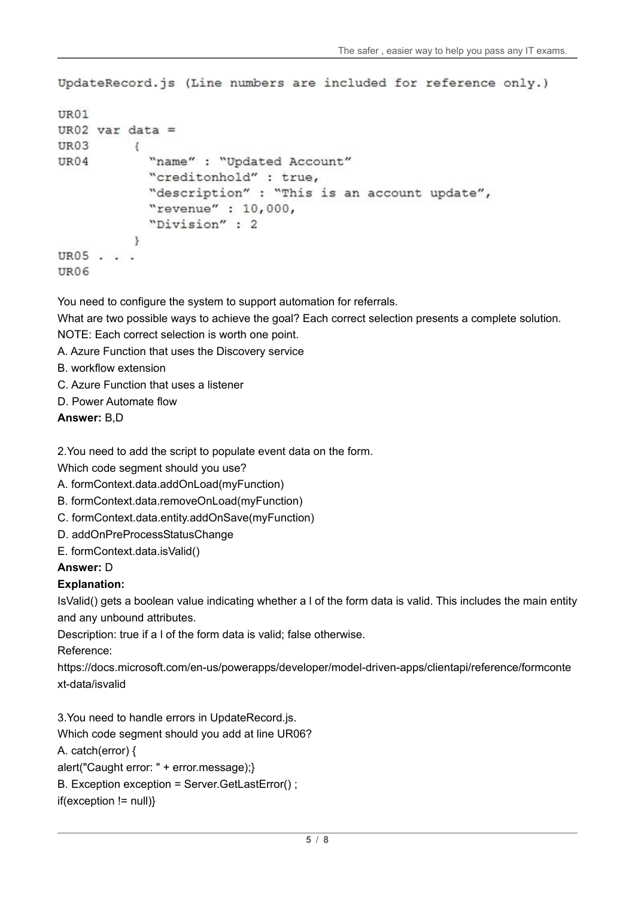UpdateRecord.js (Line numbers are included for reference only.)

```
UR01
UR02 var data =
UR03      {
UR04        "name" : "Updated Account"
            "creditonhold" : true,
            "description" : "This is an account update",
            "revenue" : 10,000,
            "Division" : 2
          }
UR05 . . .
UR06
```

You need to configure the system to support automation for referrals.

What are two possible ways to achieve the goal? Each correct selection presents a complete solution.

NOTE: Each correct selection is worth one point.

A. Azure Function that uses the Discovery service

B. workflow extension

C. Azure Function that uses a listener

D. Power Automate flow

**Answer:** B,D

2.You need to add the script to populate event data on the form.

Which code segment should you use?

A. formContext.data.addOnLoad(myFunction)

B. formContext.data.removeOnLoad(myFunction)

C. formContext.data.entity.addOnSave(myFunction)

D. addOnPreProcessStatusChange

E. formContext.data.isValid()

**Answer:** D

**Explanation:**

IsValid() gets a boolean value indicating whether a l of the form data is valid. This includes the main entity and any unbound attributes.

Description: true if a l of the form data is valid; false otherwise.

Reference:

https://docs.microsoft.com/en-us/powerapps/developer/model-driven-apps/clientapi/reference/formcontext-data/isvalid

3.You need to handle errors in UpdateRecord.js.

Which code segment should you add at line UR06?

A. catch(error) {
alert("Caught error: " + error.message);}

B. Exception exception = Server.GetLastError() ;
if(exception != null)}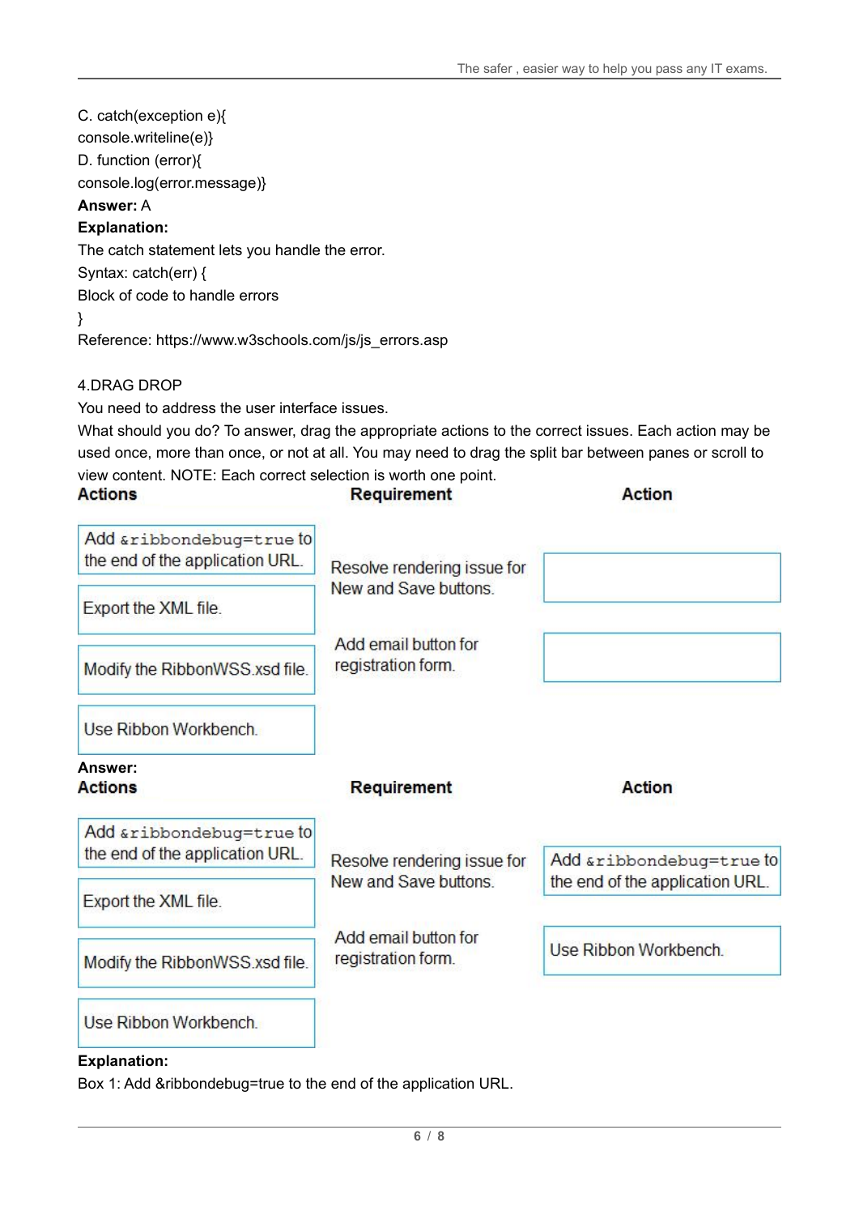C. catch(exception e){
console.writeline(e)}
D. function (error){
console.log(error.message)}
**Answer:** A
**Explanation:**
The catch statement lets you handle the error.
Syntax: catch(err) {
Block of code to handle errors
}
Reference: https://www.w3schools.com/js/js_errors.asp

4.DRAG DROP
You need to address the user interface issues.
What should you do? To answer, drag the appropriate actions to the correct issues. Each action may be used once, more than once, or not at all. You may need to drag the split bar between panes or scroll to view content. NOTE: Each correct selection is worth one point.

| Actions | Requirement | Action |
| --- | --- | --- |
| Add `&ribbondebug=true` to the end of the application URL. | Resolve rendering issue for New and Save buttons. | |
| Export the XML file. | Add email button for registration form. | |
| Modify the RibbonWSS.xsd file. | | |
| Use Ribbon Workbench. | | |

**Answer:**

| Actions | Requirement | Action |
| --- | --- | --- |
| Add `&ribbondebug=true` to the end of the application URL. | Resolve rendering issue for New and Save buttons. | Add `&ribbondebug=true` to the end of the application URL. |
| Export the XML file. | Add email button for registration form. | Use Ribbon Workbench. |
| Modify the RibbonWSS.xsd file. | | |
| Use Ribbon Workbench. | | |

**Explanation:**
Box 1: Add &ribbondebug=true to the end of the application URL.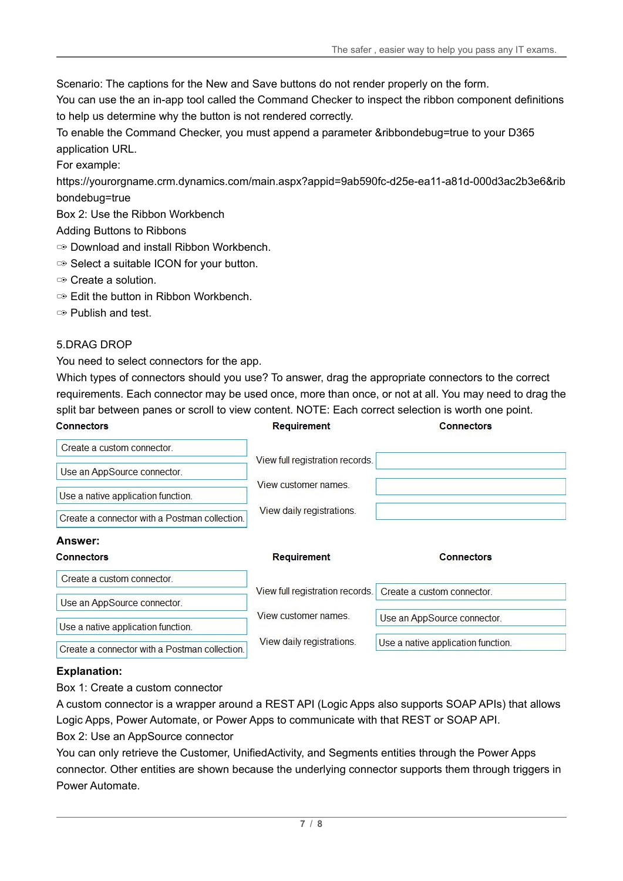Scenario: The captions for the New and Save buttons do not render properly on the form.

You can use the an in-app tool called the Command Checker to inspect the ribbon component definitions to help us determine why the button is not rendered correctly.

To enable the Command Checker, you must append a parameter &ribbondebug=true to your D365 application URL.

For example:

https://yourorgname.crm.dynamics.com/main.aspx?appid=9ab590fc-d25e-ea11-a81d-000d3ac2b3e6&ribbondebug=true

Box 2: Use the Ribbon Workbench

Adding Buttons to Ribbons

- Download and install Ribbon Workbench.
- Select a suitable ICON for your button.
- Create a solution.
- Edit the button in Ribbon Workbench.
- Publish and test.

5.DRAG DROP

You need to select connectors for the app.

Which types of connectors should you use? To answer, drag the appropriate connectors to the correct requirements. Each connector may be used once, more than once, or not at all. You may need to drag the split bar between panes or scroll to view content. NOTE: Each correct selection is worth one point.

| Connectors | Requirement | Connectors |
|---|---|---|
| Create a custom connector. | View full registration records. | |
| Use an AppSource connector. | View customer names. | |
| Use a native application function. | View daily registrations. | |
| Create a connector with a Postman collection. | | |

**Answer:**

| Connectors | Requirement | Connectors |
|---|---|---|
| Create a custom connector. | View full registration records. | Create a custom connector. |
| Use an AppSource connector. | View customer names. | Use an AppSource connector. |
| Use a native application function. | View daily registrations. | Use a native application function. |
| Create a connector with a Postman collection. | | |

**Explanation:**

Box 1: Create a custom connector

A custom connector is a wrapper around a REST API (Logic Apps also supports SOAP APIs) that allows Logic Apps, Power Automate, or Power Apps to communicate with that REST or SOAP API.

Box 2: Use an AppSource connector

You can only retrieve the Customer, UnifiedActivity, and Segments entities through the Power Apps connector. Other entities are shown because the underlying connector supports them through triggers in Power Automate.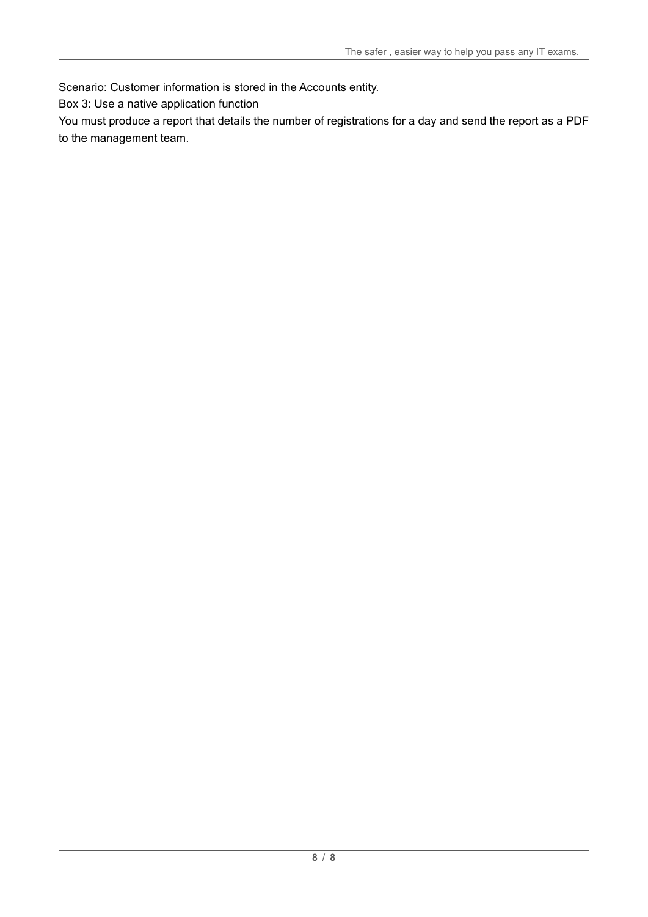Scenario: Customer information is stored in the Accounts entity.

Box 3: Use a native application function

You must produce a report that details the number of registrations for a day and send the report as a PDF to the management team.